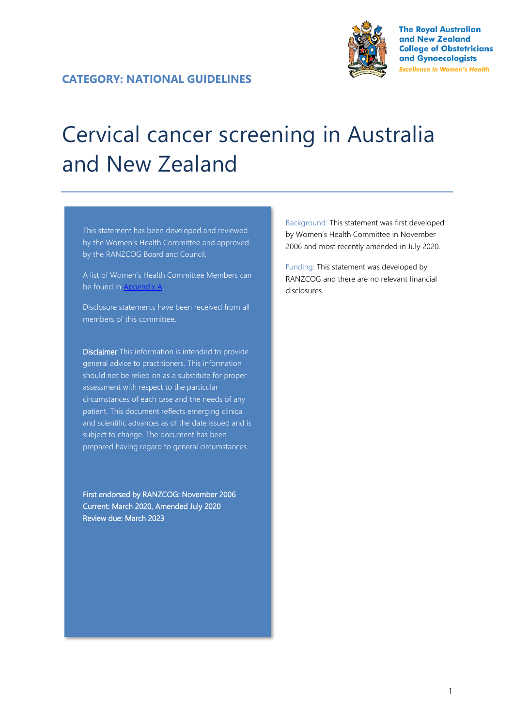The Royal Australian and New Zealand College of Obstetricians and Gynaecologists

*Excellence in Women's Health*

**CATEGORY: NATIONAL GUIDELINES**

# Cervical cancer screening in Australia and New Zealand

This statement has been developed and reviewed by the Women's Health Committee and approved by the RANZCOG Board and Council.

A list of Women's Health Committee Members can be found in Appendix A.

Disclosure statements have been received from all members of this committee.

**Disclaimer** This information is intended to provide general advice to practitioners. This information should not be relied on as a substitute for proper assessment with respect to the particular circumstances of each case and the needs of any patient. This document reflects emerging clinical and scientific advances as of the date issued and is subject to change. The document has been prepared having regard to general circumstances.

First endorsed by RANZCOG: November 2006
Current: March 2020, Amended July 2020
Review due: March 2023

Background: This statement was first developed by Women's Health Committee in November 2006 and most recently amended in July 2020.

Funding: This statement was developed by RANZCOG and there are no relevant financial disclosures.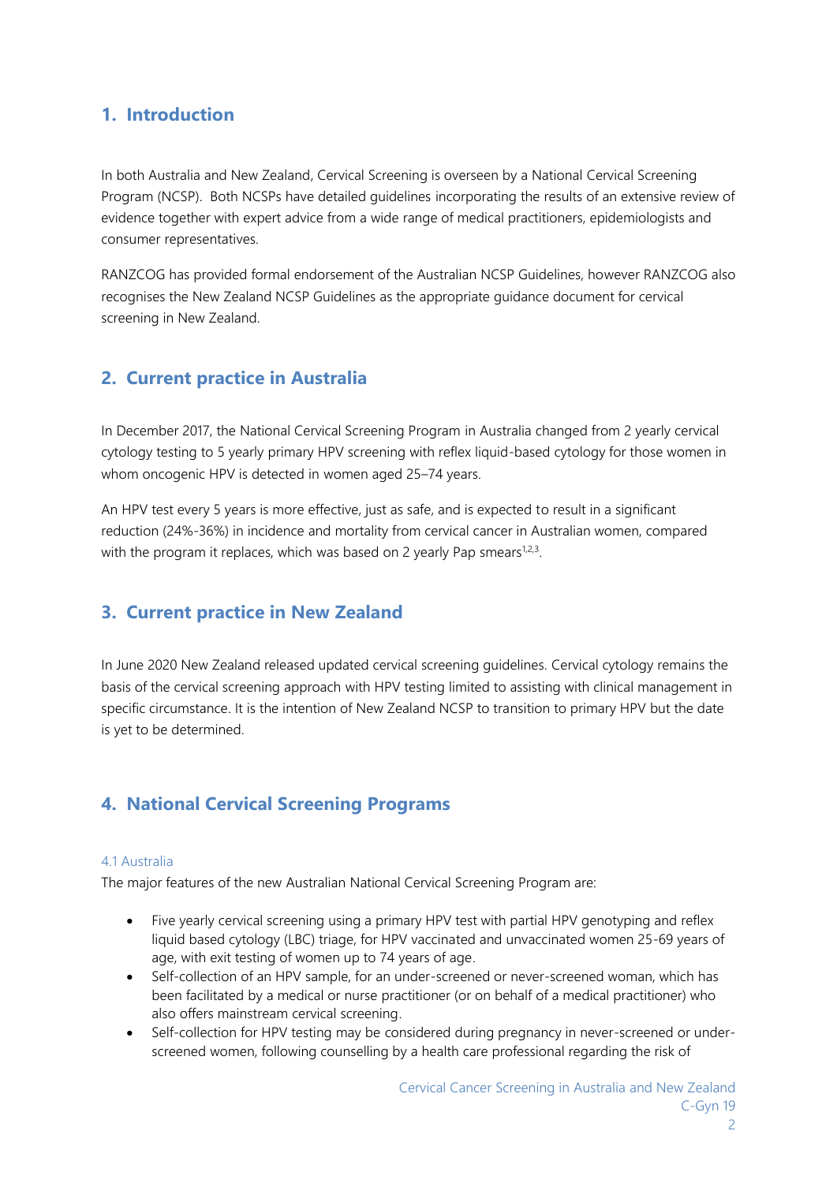## 1. Introduction

In both Australia and New Zealand, Cervical Screening is overseen by a National Cervical Screening Program (NCSP). Both NCSPs have detailed guidelines incorporating the results of an extensive review of evidence together with expert advice from a wide range of medical practitioners, epidemiologists and consumer representatives.

RANZCOG has provided formal endorsement of the Australian NCSP Guidelines, however RANZCOG also recognises the New Zealand NCSP Guidelines as the appropriate guidance document for cervical screening in New Zealand.

## 2. Current practice in Australia

In December 2017, the National Cervical Screening Program in Australia changed from 2 yearly cervical cytology testing to 5 yearly primary HPV screening with reflex liquid-based cytology for those women in whom oncogenic HPV is detected in women aged 25–74 years.

An HPV test every 5 years is more effective, just as safe, and is expected to result in a significant reduction (24%-36%) in incidence and mortality from cervical cancer in Australian women, compared with the program it replaces, which was based on 2 yearly Pap smears[1,2,3].

## 3. Current practice in New Zealand

In June 2020 New Zealand released updated cervical screening guidelines. Cervical cytology remains the basis of the cervical screening approach with HPV testing limited to assisting with clinical management in specific circumstance. It is the intention of New Zealand NCSP to transition to primary HPV but the date is yet to be determined.

## 4. National Cervical Screening Programs

### 4.1 Australia

The major features of the new Australian National Cervical Screening Program are:

- Five yearly cervical screening using a primary HPV test with partial HPV genotyping and reflex liquid based cytology (LBC) triage, for HPV vaccinated and unvaccinated women 25-69 years of age, with exit testing of women up to 74 years of age.
- Self-collection of an HPV sample, for an under-screened or never-screened woman, which has been facilitated by a medical or nurse practitioner (or on behalf of a medical practitioner) who also offers mainstream cervical screening.
- Self-collection for HPV testing may be considered during pregnancy in never-screened or under-screened women, following counselling by a health care professional regarding the risk of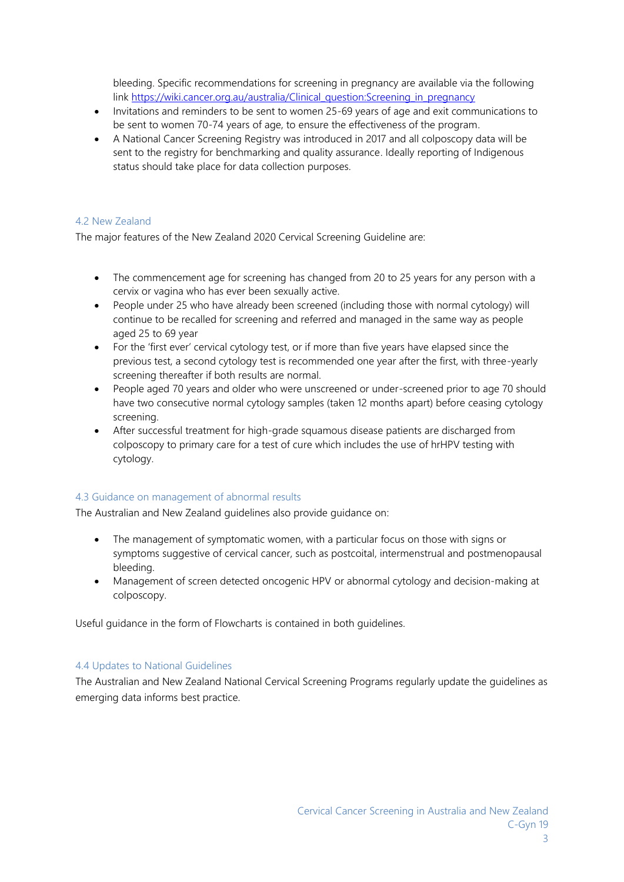bleeding. Specific recommendations for screening in pregnancy are available via the following link [https://wiki.cancer.org.au/australia/Clinical_question:Screening_in_pregnancy](https://wiki.cancer.org.au/australia/Clinical_question:Screening_in_pregnancy)

- Invitations and reminders to be sent to women 25-69 years of age and exit communications to be sent to women 70-74 years of age, to ensure the effectiveness of the program.
- A National Cancer Screening Registry was introduced in 2017 and all colposcopy data will be sent to the registry for benchmarking and quality assurance. Ideally reporting of Indigenous status should take place for data collection purposes.

### 4.2 New Zealand

The major features of the New Zealand 2020 Cervical Screening Guideline are:

- The commencement age for screening has changed from 20 to 25 years for any person with a cervix or vagina who has ever been sexually active.
- People under 25 who have already been screened (including those with normal cytology) will continue to be recalled for screening and referred and managed in the same way as people aged 25 to 69 year
- For the 'first ever' cervical cytology test, or if more than five years have elapsed since the previous test, a second cytology test is recommended one year after the first, with three-yearly screening thereafter if both results are normal.
- People aged 70 years and older who were unscreened or under-screened prior to age 70 should have two consecutive normal cytology samples (taken 12 months apart) before ceasing cytology screening.
- After successful treatment for high-grade squamous disease patients are discharged from colposcopy to primary care for a test of cure which includes the use of hrHPV testing with cytology.

### 4.3 Guidance on management of abnormal results

The Australian and New Zealand guidelines also provide guidance on:

- The management of symptomatic women, with a particular focus on those with signs or symptoms suggestive of cervical cancer, such as postcoital, intermenstrual and postmenopausal bleeding.
- Management of screen detected oncogenic HPV or abnormal cytology and decision-making at colposcopy.

Useful guidance in the form of Flowcharts is contained in both guidelines.

### 4.4 Updates to National Guidelines

The Australian and New Zealand National Cervical Screening Programs regularly update the guidelines as emerging data informs best practice.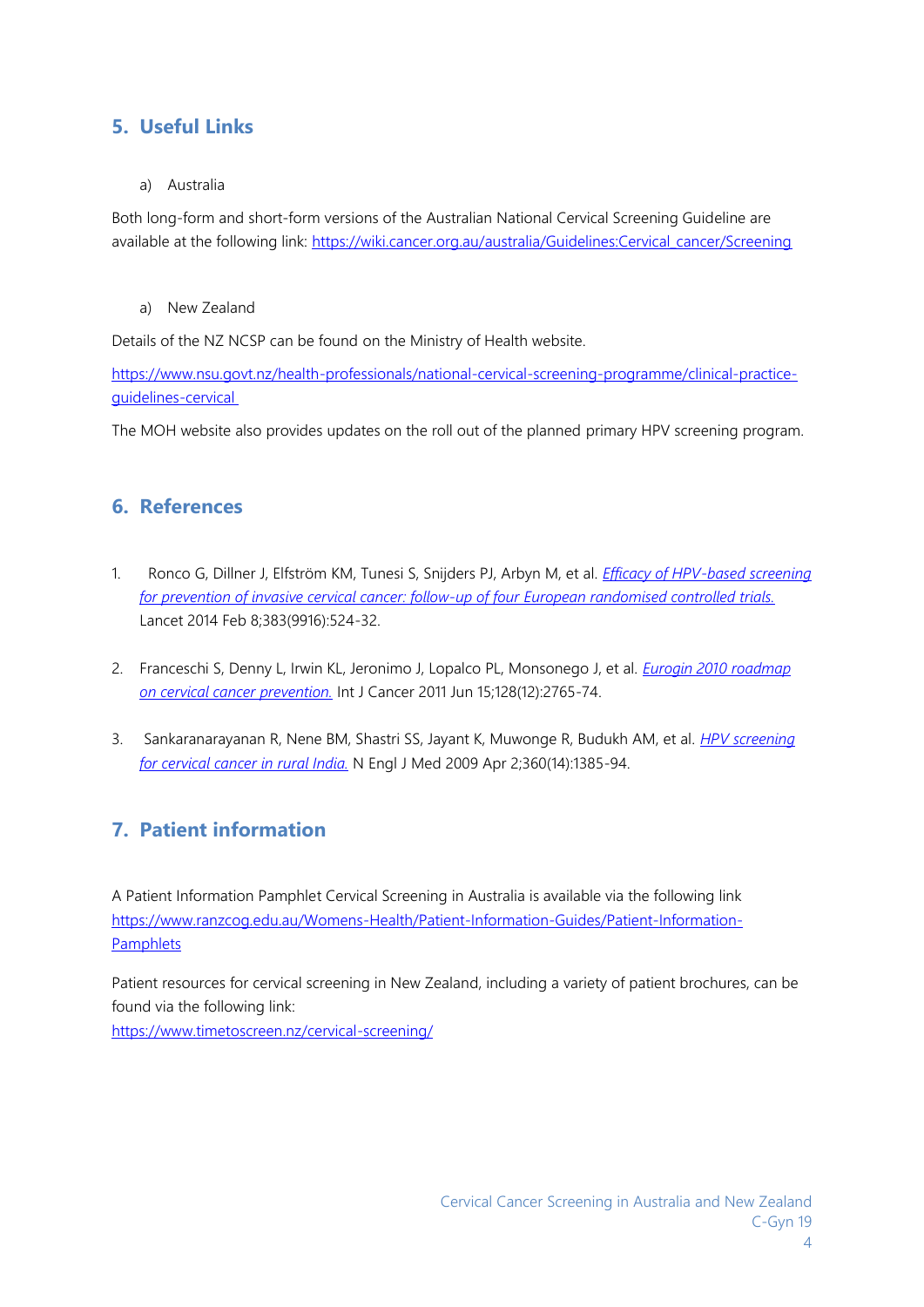## 5. Useful Links

a) Australia

Both long-form and short-form versions of the Australian National Cervical Screening Guideline are available at the following link: [https://wiki.cancer.org.au/australia/Guidelines:Cervical_cancer/Screening](https://wiki.cancer.org.au/australia/Guidelines:Cervical_cancer/Screening)

a) New Zealand

Details of the NZ NCSP can be found on the Ministry of Health website.

[https://www.nsu.govt.nz/health-professionals/national-cervical-screening-programme/clinical-practice-guidelines-cervical](https://www.nsu.govt.nz/health-professionals/national-cervical-screening-programme/clinical-practice-guidelines-cervical)

The MOH website also provides updates on the roll out of the planned primary HPV screening program.

## 6. References

1. Ronco G, Dillner J, Elfström KM, Tunesi S, Snijders PJ, Arbyn M, et al. *Efficacy of HPV-based screening for prevention of invasive cervical cancer: follow-up of four European randomised controlled trials.* Lancet 2014 Feb 8;383(9916):524-32.

2. Franceschi S, Denny L, Irwin KL, Jeronimo J, Lopalco PL, Monsonego J, et al. *Eurogin 2010 roadmap on cervical cancer prevention.* Int J Cancer 2011 Jun 15;128(12):2765-74.

3. Sankaranarayanan R, Nene BM, Shastri SS, Jayant K, Muwonge R, Budukh AM, et al. *HPV screening for cervical cancer in rural India.* N Engl J Med 2009 Apr 2;360(14):1385-94.

## 7. Patient information

A Patient Information Pamphlet Cervical Screening in Australia is available via the following link [https://www.ranzcog.edu.au/Womens-Health/Patient-Information-Guides/Patient-Information-Pamphlets](https://www.ranzcog.edu.au/Womens-Health/Patient-Information-Guides/Patient-Information-Pamphlets)

Patient resources for cervical screening in New Zealand, including a variety of patient brochures, can be found via the following link:
[https://www.timetoscreen.nz/cervical-screening/](https://www.timetoscreen.nz/cervical-screening/)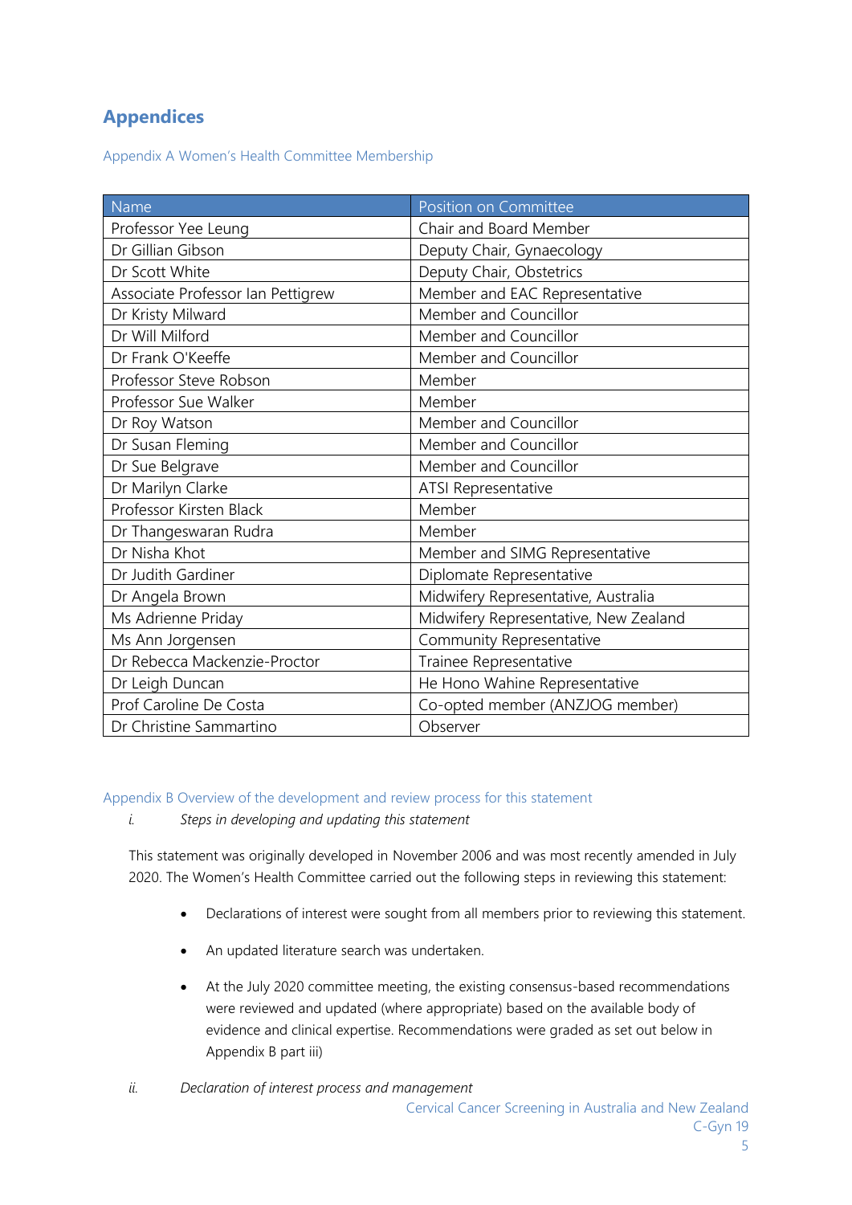# Appendices

## Appendix A Women's Health Committee Membership

| Name | Position on Committee |
|---|---|
| Professor Yee Leung | Chair and Board Member |
| Dr Gillian Gibson | Deputy Chair, Gynaecology |
| Dr Scott White | Deputy Chair, Obstetrics |
| Associate Professor Ian Pettigrew | Member and EAC Representative |
| Dr Kristy Milward | Member and Councillor |
| Dr Will Milford | Member and Councillor |
| Dr Frank O'Keeffe | Member and Councillor |
| Professor Steve Robson | Member |
| Professor Sue Walker | Member |
| Dr Roy Watson | Member and Councillor |
| Dr Susan Fleming | Member and Councillor |
| Dr Sue Belgrave | Member and Councillor |
| Dr Marilyn Clarke | ATSI Representative |
| Professor Kirsten Black | Member |
| Dr Thangeswaran Rudra | Member |
| Dr Nisha Khot | Member and SIMG Representative |
| Dr Judith Gardiner | Diplomate Representative |
| Dr Angela Brown | Midwifery Representative, Australia |
| Ms Adrienne Priday | Midwifery Representative, New Zealand |
| Ms Ann Jorgensen | Community Representative |
| Dr Rebecca Mackenzie-Proctor | Trainee Representative |
| Dr Leigh Duncan | He Hono Wahine Representative |
| Prof Caroline De Costa | Co-opted member (ANZJOG member) |
| Dr Christine Sammartino | Observer |

## Appendix B Overview of the development and review process for this statement

*i. Steps in developing and updating this statement*

This statement was originally developed in November 2006 and was most recently amended in July 2020. The Women's Health Committee carried out the following steps in reviewing this statement:

- Declarations of interest were sought from all members prior to reviewing this statement.
- An updated literature search was undertaken.
- At the July 2020 committee meeting, the existing consensus-based recommendations were reviewed and updated (where appropriate) based on the available body of evidence and clinical expertise. Recommendations were graded as set out below in Appendix B part iii)

*ii. Declaration of interest process and management*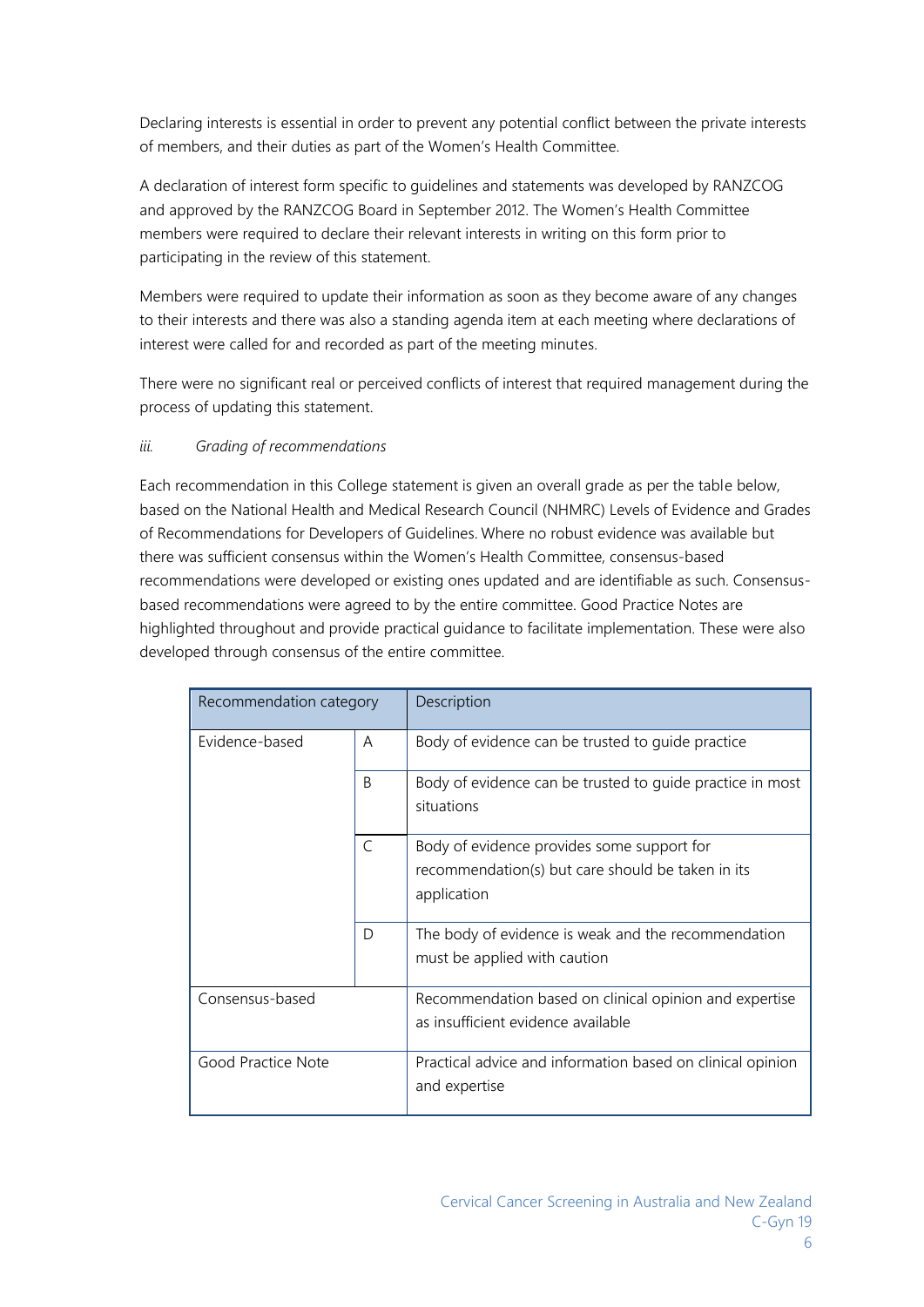Declaring interests is essential in order to prevent any potential conflict between the private interests of members, and their duties as part of the Women's Health Committee.

A declaration of interest form specific to guidelines and statements was developed by RANZCOG and approved by the RANZCOG Board in September 2012. The Women's Health Committee members were required to declare their relevant interests in writing on this form prior to participating in the review of this statement.

Members were required to update their information as soon as they become aware of any changes to their interests and there was also a standing agenda item at each meeting where declarations of interest were called for and recorded as part of the meeting minutes.

There were no significant real or perceived conflicts of interest that required management during the process of updating this statement.

*iii. Grading of recommendations*

Each recommendation in this College statement is given an overall grade as per the table below, based on the National Health and Medical Research Council (NHMRC) Levels of Evidence and Grades of Recommendations for Developers of Guidelines. Where no robust evidence was available but there was sufficient consensus within the Women's Health Committee, consensus-based recommendations were developed or existing ones updated and are identifiable as such. Consensus-based recommendations were agreed to by the entire committee. Good Practice Notes are highlighted throughout and provide practical guidance to facilitate implementation. These were also developed through consensus of the entire committee.

| Recommendation category | | Description |
|---|---|---|
| Evidence-based | A | Body of evidence can be trusted to guide practice |
| | B | Body of evidence can be trusted to guide practice in most situations |
| | C | Body of evidence provides some support for recommendation(s) but care should be taken in its application |
| | D | The body of evidence is weak and the recommendation must be applied with caution |
| Consensus-based | | Recommendation based on clinical opinion and expertise as insufficient evidence available |
| Good Practice Note | | Practical advice and information based on clinical opinion and expertise |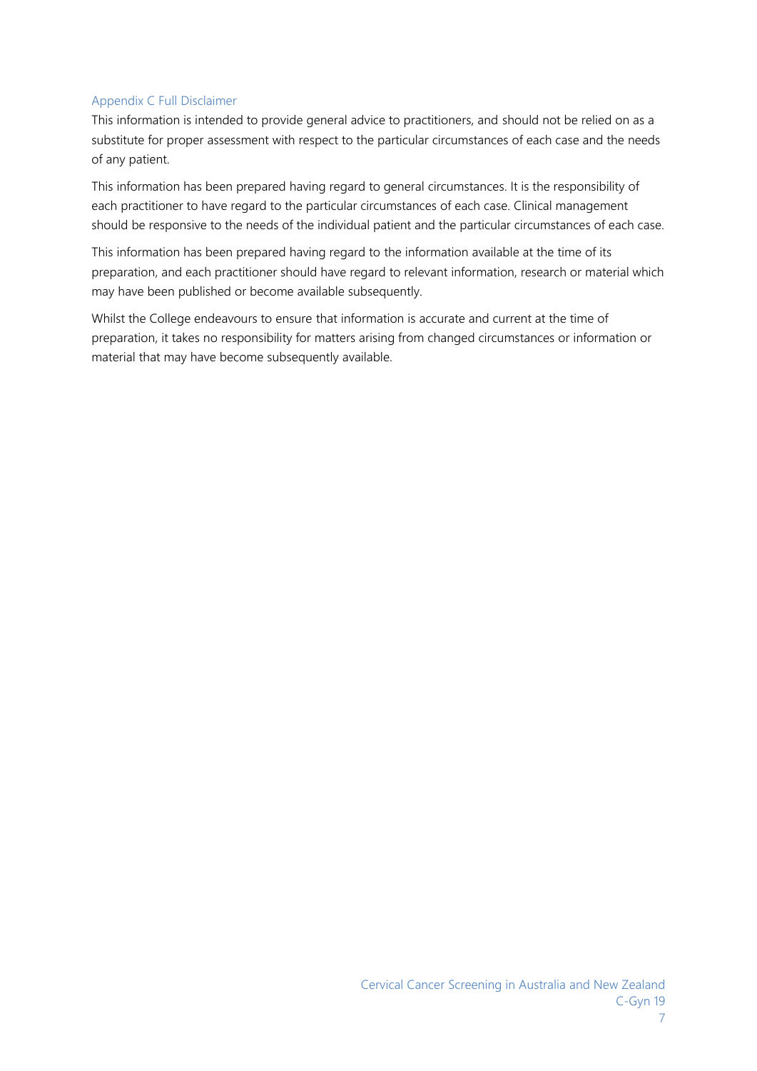## Appendix C Full Disclaimer

This information is intended to provide general advice to practitioners, and should not be relied on as a substitute for proper assessment with respect to the particular circumstances of each case and the needs of any patient.

This information has been prepared having regard to general circumstances. It is the responsibility of each practitioner to have regard to the particular circumstances of each case. Clinical management should be responsive to the needs of the individual patient and the particular circumstances of each case.

This information has been prepared having regard to the information available at the time of its preparation, and each practitioner should have regard to relevant information, research or material which may have been published or become available subsequently.

Whilst the College endeavours to ensure that information is accurate and current at the time of preparation, it takes no responsibility for matters arising from changed circumstances or information or material that may have become subsequently available.